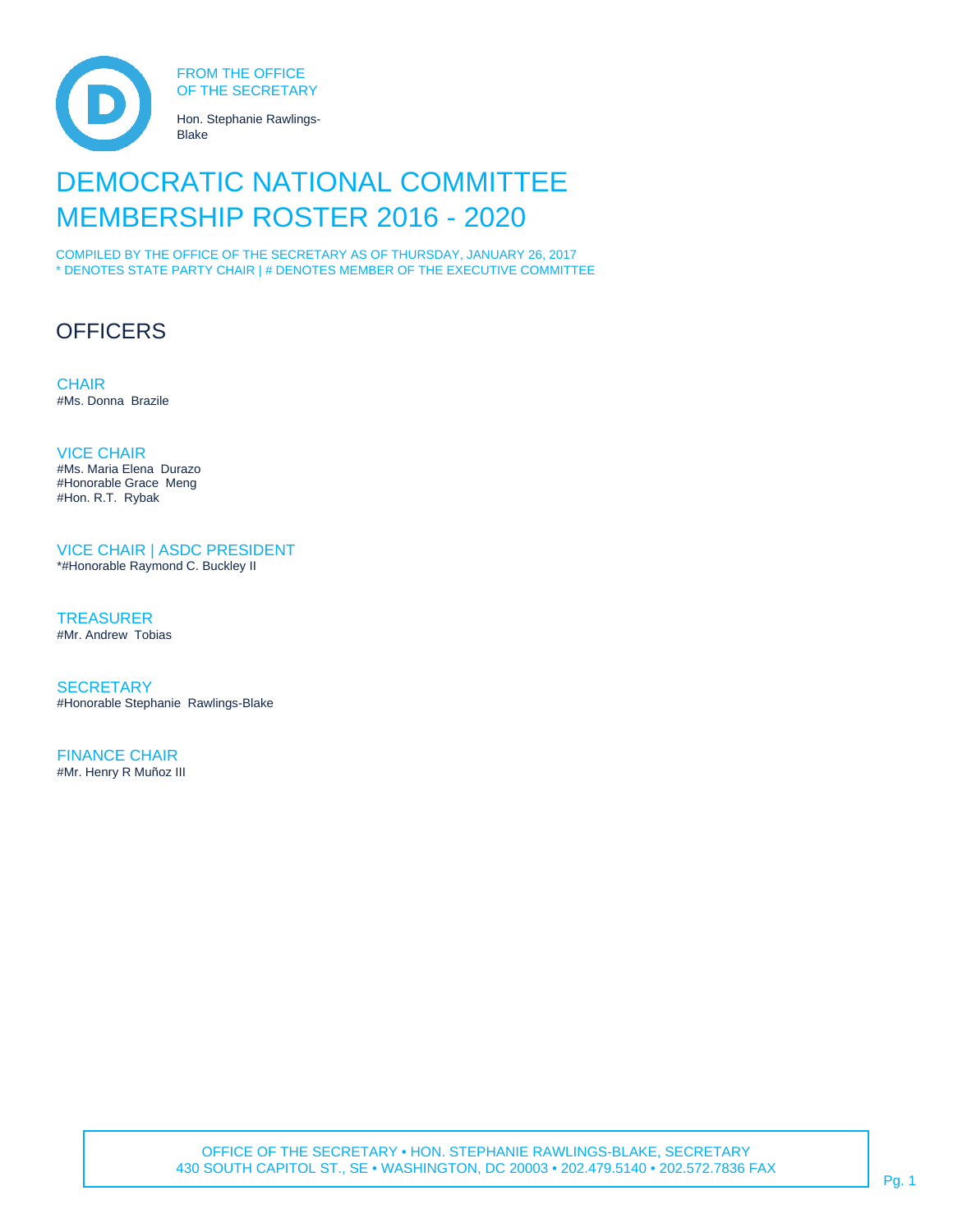FROM THE OFFICE
OF THE SECRETARY

Hon. Stephanie Rawlings-Blake

# DEMOCRATIC NATIONAL COMMITTEE MEMBERSHIP ROSTER 2016 - 2020

COMPILED BY THE OFFICE OF THE SECRETARY AS OF THURSDAY, JANUARY 26, 2017
* DENOTES STATE PARTY CHAIR | # DENOTES MEMBER OF THE EXECUTIVE COMMITTEE

## OFFICERS

### CHAIR
#Ms. Donna  Brazile

### VICE CHAIR
#Ms. Maria Elena  Durazo
#Honorable Grace  Meng
#Hon. R.T.  Rybak

### VICE CHAIR | ASDC PRESIDENT
*#Honorable Raymond C. Buckley II

### TREASURER
#Mr. Andrew  Tobias

### SECRETARY
#Honorable Stephanie  Rawlings-Blake

### FINANCE CHAIR
#Mr. Henry R Muñoz III

OFFICE OF THE SECRETARY • HON. STEPHANIE RAWLINGS-BLAKE, SECRETARY
430 SOUTH CAPITOL ST., SE • WASHINGTON, DC 20003 • 202.479.5140 • 202.572.7836 FAX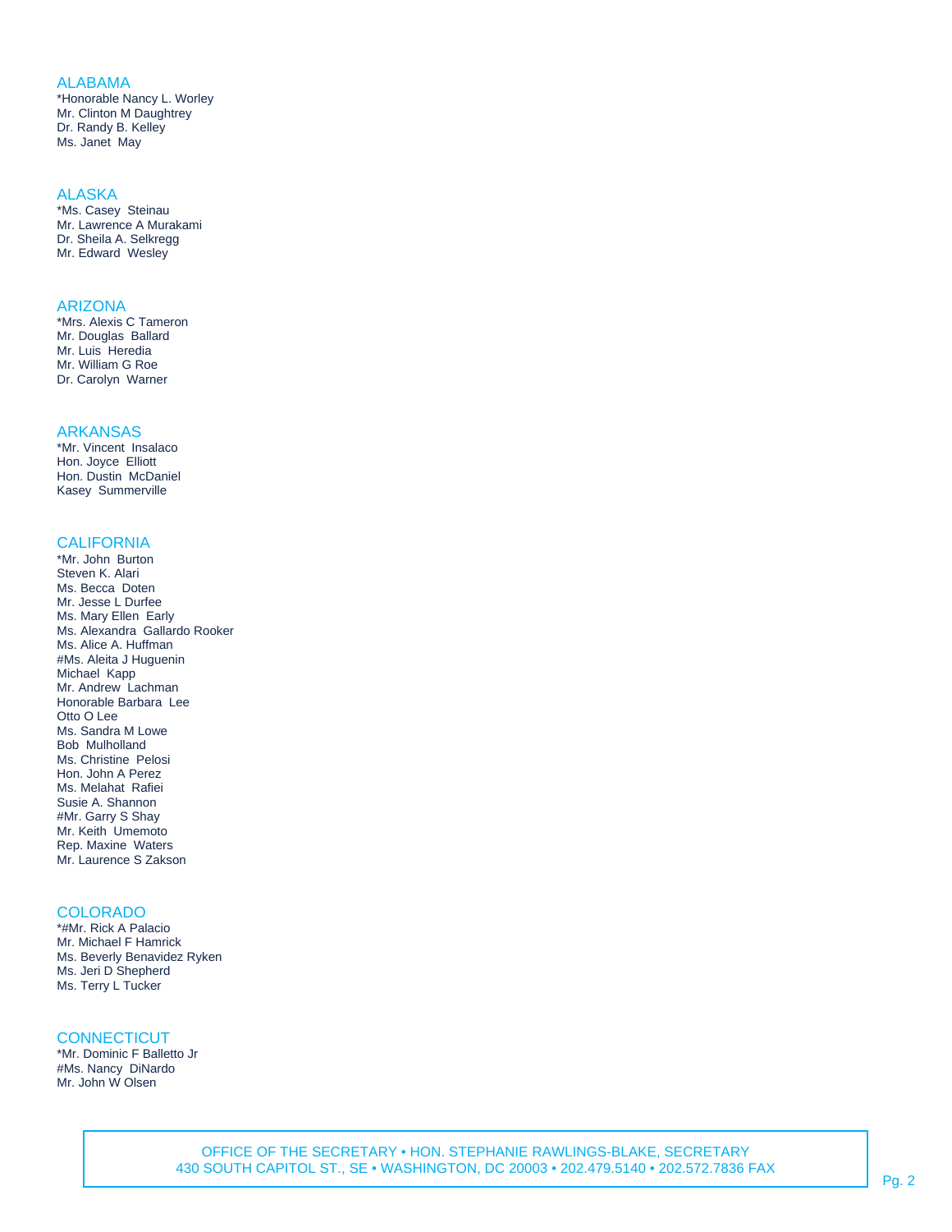## ALABAMA

*Honorable Nancy L. Worley
Mr. Clinton M Daughtrey
Dr. Randy B. Kelley
Ms. Janet May

## ALASKA

*Ms. Casey Steinau
Mr. Lawrence A Murakami
Dr. Sheila A. Selkregg
Mr. Edward Wesley

## ARIZONA

*Mrs. Alexis C Tameron
Mr. Douglas Ballard
Mr. Luis Heredia
Mr. William G Roe
Dr. Carolyn Warner

## ARKANSAS

*Mr. Vincent Insalaco
Hon. Joyce Elliott
Hon. Dustin McDaniel
Kasey Summerville

## CALIFORNIA

*Mr. John Burton
Steven K. Alari
Ms. Becca Doten
Mr. Jesse L Durfee
Ms. Mary Ellen Early
Ms. Alexandra Gallardo Rooker
Ms. Alice A. Huffman
#Ms. Aleita J Huguenin
Michael Kapp
Mr. Andrew Lachman
Honorable Barbara Lee
Otto O Lee
Ms. Sandra M Lowe
Bob Mulholland
Ms. Christine Pelosi
Hon. John A Perez
Ms. Melahat Rafiei
Susie A. Shannon
#Mr. Garry S Shay
Mr. Keith Umemoto
Rep. Maxine Waters
Mr. Laurence S Zakson

## COLORADO

*#Mr. Rick A Palacio
Mr. Michael F Hamrick
Ms. Beverly Benavidez Ryken
Ms. Jeri D Shepherd
Ms. Terry L Tucker

## CONNECTICUT

*Mr. Dominic F Balletto Jr
#Ms. Nancy DiNardo
Mr. John W Olsen

OFFICE OF THE SECRETARY • HON. STEPHANIE RAWLINGS-BLAKE, SECRETARY
430 SOUTH CAPITOL ST., SE • WASHINGTON, DC 20003 • 202.479.5140 • 202.572.7836 FAX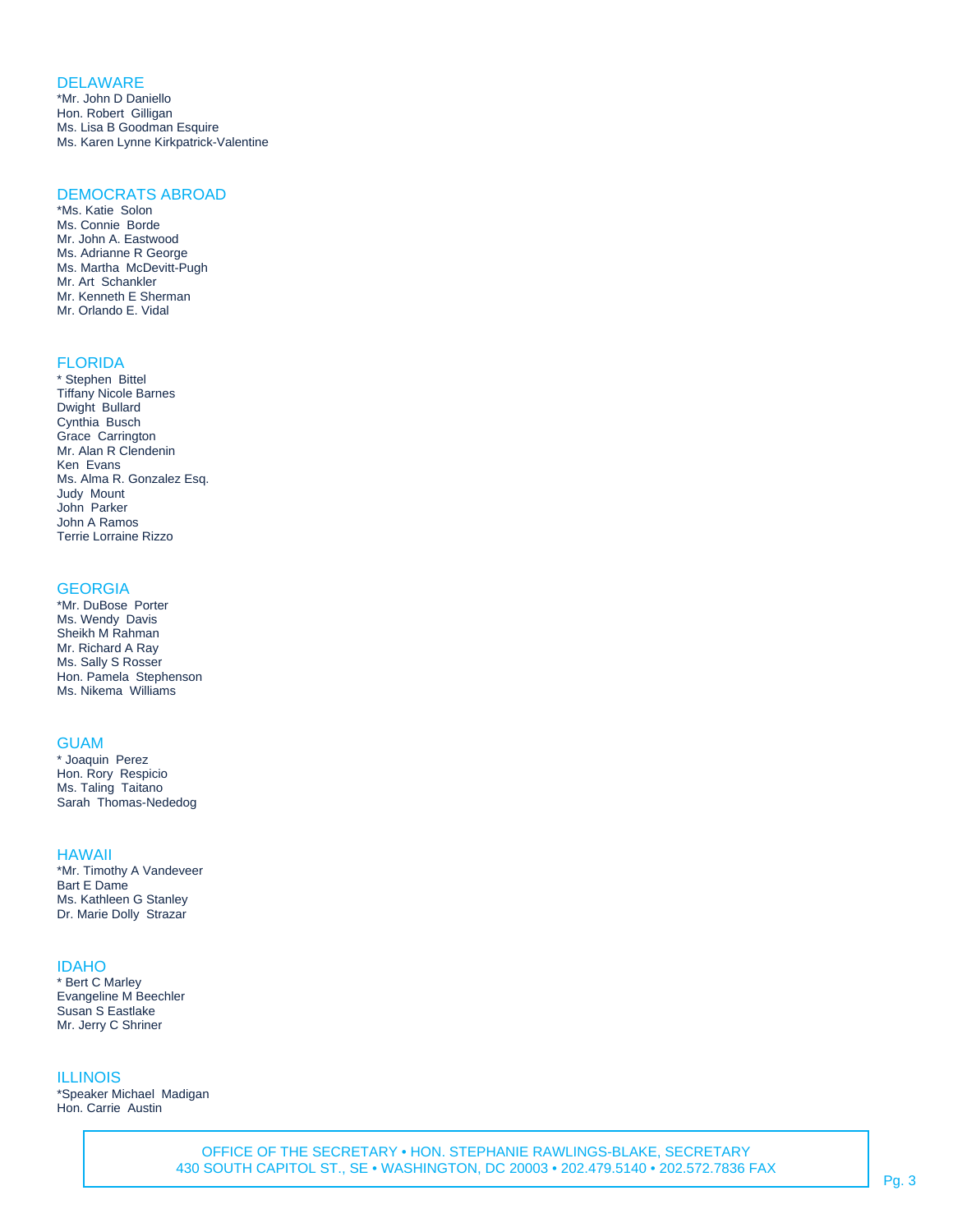## DELAWARE

*Mr. John D Daniello
Hon. Robert Gilligan
Ms. Lisa B Goodman Esquire
Ms. Karen Lynne Kirkpatrick-Valentine

## DEMOCRATS ABROAD

*Ms. Katie Solon
Ms. Connie Borde
Mr. John A. Eastwood
Ms. Adrianne R George
Ms. Martha McDevitt-Pugh
Mr. Art Schankler
Mr. Kenneth E Sherman
Mr. Orlando E. Vidal

## FLORIDA

* Stephen Bittel
Tiffany Nicole Barnes
Dwight Bullard
Cynthia Busch
Grace Carrington
Mr. Alan R Clendenin
Ken Evans
Ms. Alma R. Gonzalez Esq.
Judy Mount
John Parker
John A Ramos
Terrie Lorraine Rizzo

## GEORGIA

*Mr. DuBose Porter
Ms. Wendy Davis
Sheikh M Rahman
Mr. Richard A Ray
Ms. Sally S Rosser
Hon. Pamela Stephenson
Ms. Nikema Williams

## GUAM

* Joaquin Perez
Hon. Rory Respicio
Ms. Taling Taitano
Sarah Thomas-Nededog

## HAWAII

*Mr. Timothy A Vandeveer
Bart E Dame
Ms. Kathleen G Stanley
Dr. Marie Dolly Strazar

## IDAHO

* Bert C Marley
Evangeline M Beechler
Susan S Eastlake
Mr. Jerry C Shriner

## ILLINOIS

*Speaker Michael Madigan
Hon. Carrie Austin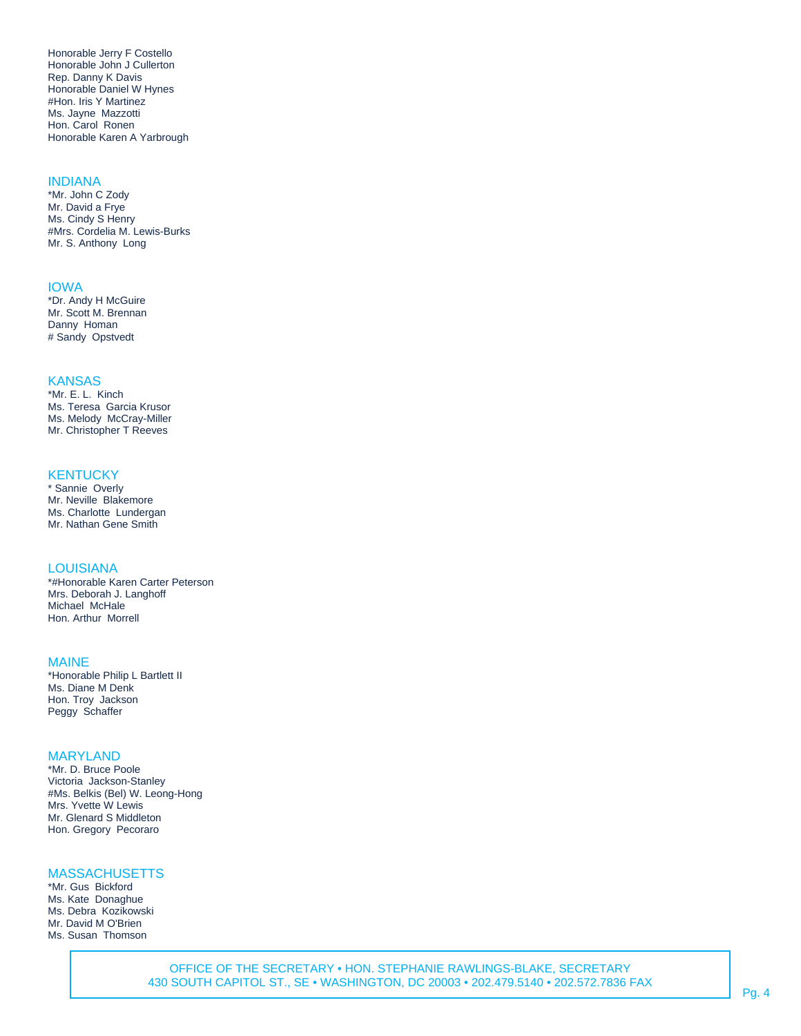Honorable Jerry F Costello
Honorable John J Cullerton
Rep. Danny K Davis
Honorable Daniel W Hynes
#Hon. Iris Y Martinez
Ms. Jayne Mazzotti
Hon. Carol Ronen
Honorable Karen A Yarbrough

## INDIANA

*Mr. John C Zody
Mr. David a Frye
Ms. Cindy S Henry
#Mrs. Cordelia M. Lewis-Burks
Mr. S. Anthony Long

## IOWA

*Dr. Andy H McGuire
Mr. Scott M. Brennan
Danny Homan
# Sandy Opstvedt

## KANSAS

*Mr. E. L. Kinch
Ms. Teresa Garcia Krusor
Ms. Melody McCray-Miller
Mr. Christopher T Reeves

## KENTUCKY

* Sannie Overly
Mr. Neville Blakemore
Ms. Charlotte Lundergan
Mr. Nathan Gene Smith

## LOUISIANA

*#Honorable Karen Carter Peterson
Mrs. Deborah J. Langhoff
Michael McHale
Hon. Arthur Morrell

## MAINE

*Honorable Philip L Bartlett II
Ms. Diane M Denk
Hon. Troy Jackson
Peggy Schaffer

## MARYLAND

*Mr. D. Bruce Poole
Victoria Jackson-Stanley
#Ms. Belkis (Bel) W. Leong-Hong
Mrs. Yvette W Lewis
Mr. Glenard S Middleton
Hon. Gregory Pecoraro

## MASSACHUSETTS

*Mr. Gus Bickford
Ms. Kate Donaghue
Ms. Debra Kozikowski
Mr. David M O'Brien
Ms. Susan Thomson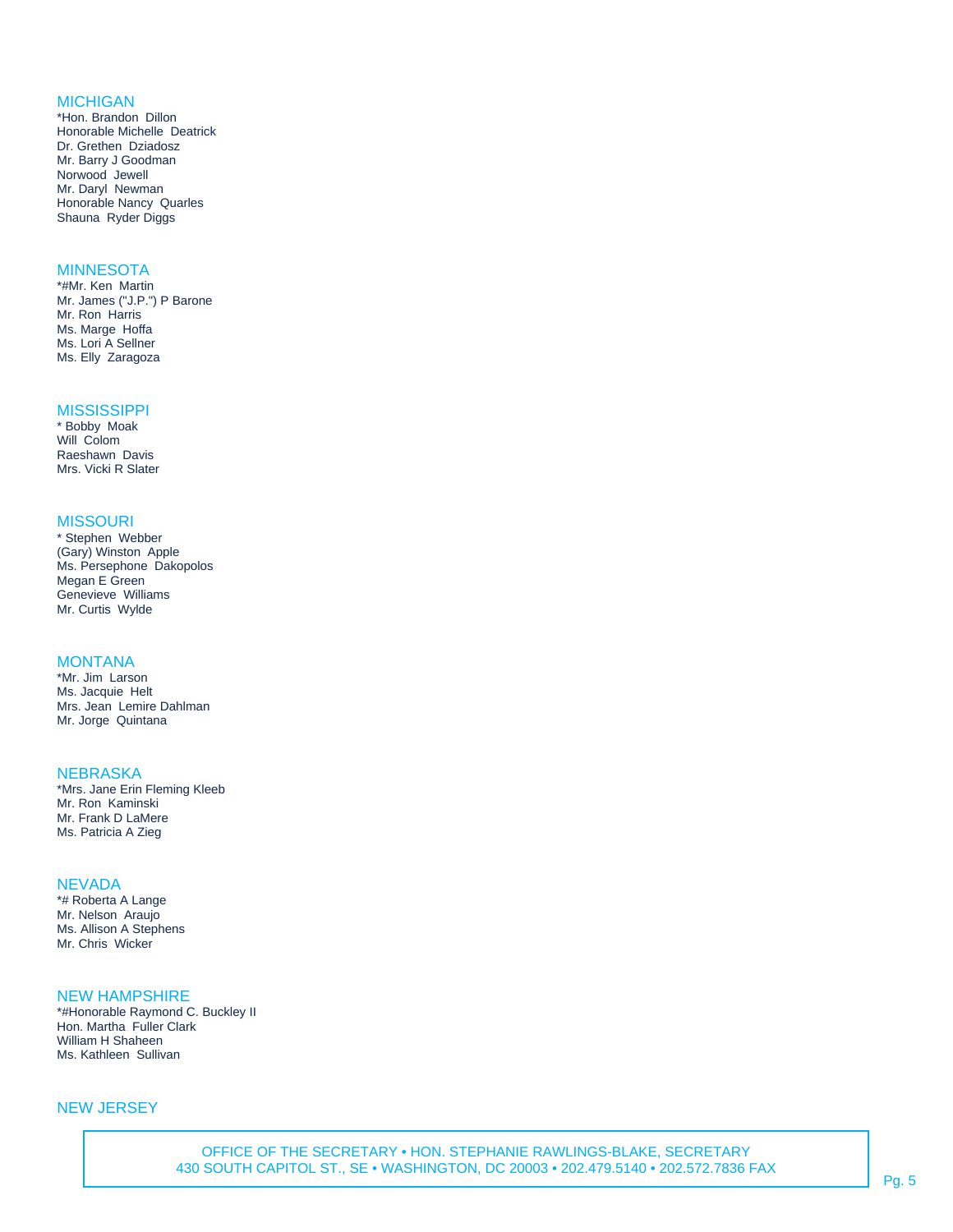## MICHIGAN

*Hon. Brandon Dillon
Honorable Michelle Deatrick
Dr. Grethen Dziadosz
Mr. Barry J Goodman
Norwood Jewell
Mr. Daryl Newman
Honorable Nancy Quarles
Shauna Ryder Diggs

## MINNESOTA

*#Mr. Ken Martin
Mr. James ("J.P.") P Barone
Mr. Ron Harris
Ms. Marge Hoffa
Ms. Lori A Sellner
Ms. Elly Zaragoza

## MISSISSIPPI

* Bobby Moak
Will Colom
Raeshawn Davis
Mrs. Vicki R Slater

## MISSOURI

* Stephen Webber
(Gary) Winston Apple
Ms. Persephone Dakopolos
Megan E Green
Genevieve Williams
Mr. Curtis Wylde

## MONTANA

*Mr. Jim Larson
Ms. Jacquie Helt
Mrs. Jean Lemire Dahlman
Mr. Jorge Quintana

## NEBRASKA

*Mrs. Jane Erin Fleming Kleeb
Mr. Ron Kaminski
Mr. Frank D LaMere
Ms. Patricia A Zieg

## NEVADA

*# Roberta A Lange
Mr. Nelson Araujo
Ms. Allison A Stephens
Mr. Chris Wicker

## NEW HAMPSHIRE

*#Honorable Raymond C. Buckley II
Hon. Martha Fuller Clark
William H Shaheen
Ms. Kathleen Sullivan

## NEW JERSEY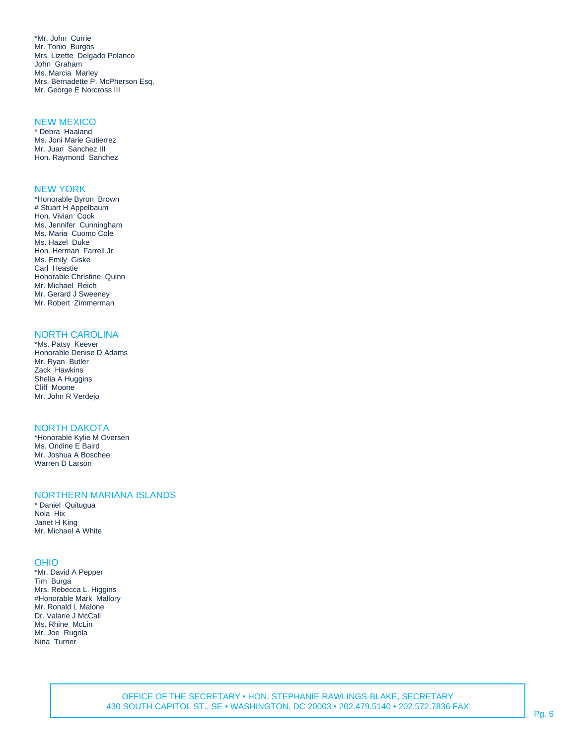*Mr. John  Currie
Mr. Tonio  Burgos
Mrs. Lizette  Delgado Polanco
John  Graham
Ms. Marcia  Marley
Mrs. Bernadette P. McPherson Esq.
Mr. George E Norcross III

## NEW MEXICO

* Debra  Haaland
Ms. Joni Marie Gutierrez
Mr. Juan  Sanchez III
Hon. Raymond  Sanchez

## NEW YORK

*Honorable Byron  Brown
# Stuart H Appelbaum
Hon. Vivian  Cook
Ms. Jennifer  Cunningham
Ms. Maria  Cuomo Cole
Ms. Hazel  Duke
Hon. Herman  Farrell Jr.
Ms. Emily  Giske
Carl  Heastie
Honorable Christine  Quinn
Mr. Michael  Reich
Mr. Gerard J Sweeney
Mr. Robert  Zimmerman

## NORTH CAROLINA

*Ms. Patsy  Keever
Honorable Denise D Adams
Mr. Ryan  Butler
Zack  Hawkins
Shelia A Huggins
Cliff  Moone
Mr. John R Verdejo

## NORTH DAKOTA

*Honorable Kylie M Oversen
Ms. Ondine E Baird
Mr. Joshua A Boschee
Warren D Larson

## NORTHERN MARIANA ISLANDS

* Daniel  Quitugua
Nola  Hix
Janet H King
Mr. Michael A White

## OHIO

*Mr. David A Pepper
Tim  Burga
Mrs. Rebecca L. Higgins
#Honorable Mark  Mallory
Mr. Ronald L Malone
Dr. Valarie J McCall
Ms. Rhine  McLin
Mr. Joe  Rugola
Nina  Turner

OFFICE OF THE SECRETARY • HON. STEPHANIE RAWLINGS-BLAKE, SECRETARY
430 SOUTH CAPITOL ST., SE • WASHINGTON, DC 20003 • 202.479.5140 • 202.572.7836 FAX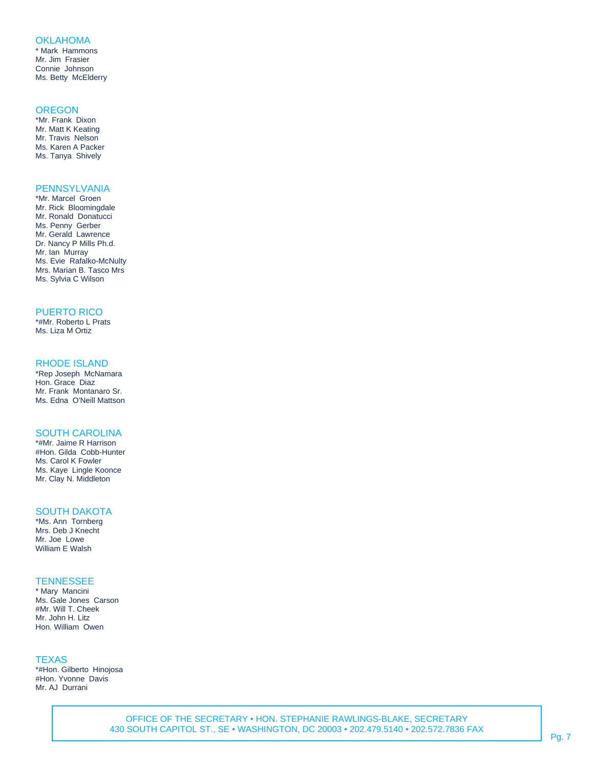## OKLAHOMA

* Mark  Hammons
Mr. Jim  Frasier
Connie  Johnson
Ms. Betty  McElderry

## OREGON

*Mr. Frank  Dixon
Mr. Matt K Keating
Mr. Travis  Nelson
Ms. Karen A Packer
Ms. Tanya  Shively

## PENNSYLVANIA

*Mr. Marcel  Groen
Mr. Rick  Bloomingdale
Mr. Ronald  Donatucci
Ms. Penny  Gerber
Mr. Gerald  Lawrence
Dr. Nancy P Mills Ph.d.
Mr. Ian  Murray
Ms. Evie  Rafalko-McNulty
Mrs. Marian B. Tasco Mrs
Ms. Sylvia C Wilson

## PUERTO RICO

*#Mr. Roberto L Prats
Ms. Liza M Ortiz

## RHODE ISLAND

*Rep Joseph  McNamara
Hon. Grace  Diaz
Mr. Frank  Montanaro Sr.
Ms. Edna  O'Neill Mattson

## SOUTH CAROLINA

*#Mr. Jaime R Harrison
#Hon. Gilda  Cobb-Hunter
Ms. Carol K Fowler
Ms. Kaye  Lingle Koonce
Mr. Clay N. Middleton

## SOUTH DAKOTA

*Ms. Ann  Tornberg
Mrs. Deb J Knecht
Mr. Joe  Lowe
William E Walsh

## TENNESSEE

* Mary  Mancini
Ms. Gale Jones  Carson
#Mr. Will T. Cheek
Mr. John H. Litz
Hon. William  Owen

## TEXAS

*#Hon. Gilberto  Hinojosa
#Hon. Yvonne  Davis
Mr. AJ  Durrani

OFFICE OF THE SECRETARY • HON. STEPHANIE RAWLINGS-BLAKE, SECRETARY
430 SOUTH CAPITOL ST., SE • WASHINGTON, DC 20003 • 202.479.5140 • 202.572.7836 FAX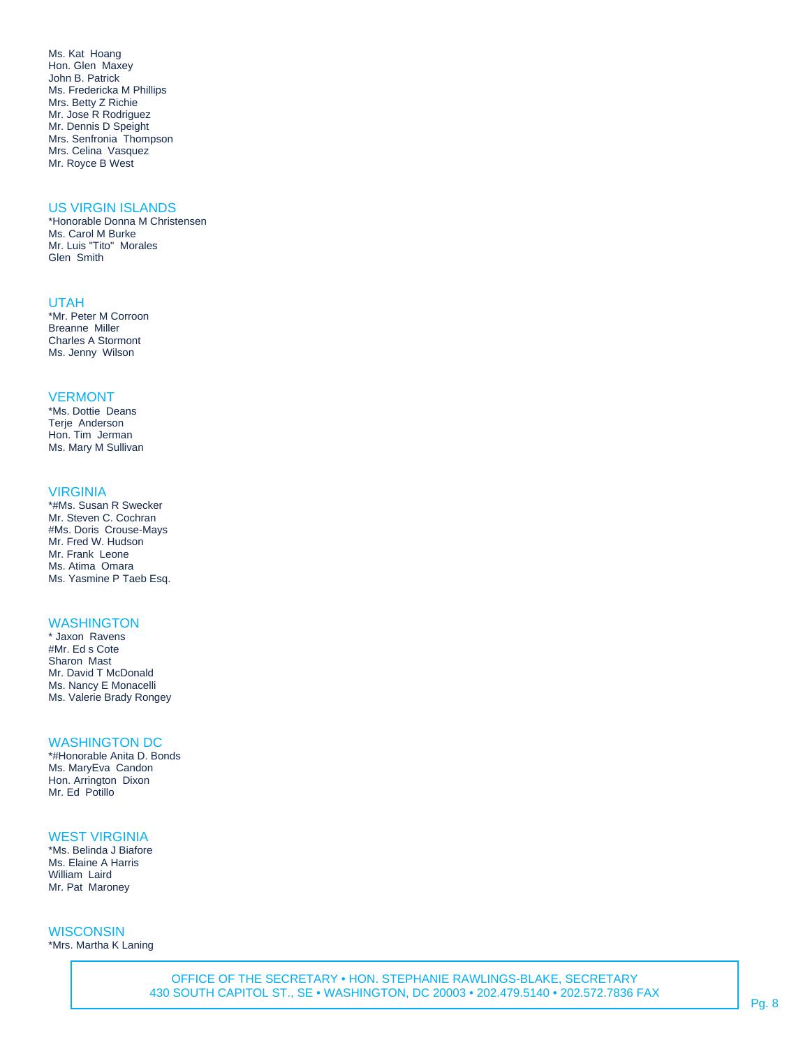Ms. Kat Hoang
Hon. Glen Maxey
John B. Patrick
Ms. Fredericka M Phillips
Mrs. Betty Z Richie
Mr. Jose R Rodriguez
Mr. Dennis D Speight
Mrs. Senfronia Thompson
Mrs. Celina Vasquez
Mr. Royce B West

## US VIRGIN ISLANDS

*Honorable Donna M Christensen
Ms. Carol M Burke
Mr. Luis "Tito" Morales
Glen Smith

## UTAH

*Mr. Peter M Corroon
Breanne Miller
Charles A Stormont
Ms. Jenny Wilson

## VERMONT

*Ms. Dottie Deans
Terje Anderson
Hon. Tim Jerman
Ms. Mary M Sullivan

## VIRGINIA

*#Ms. Susan R Swecker
Mr. Steven C. Cochran
#Ms. Doris Crouse-Mays
Mr. Fred W. Hudson
Mr. Frank Leone
Ms. Atima Omara
Ms. Yasmine P Taeb Esq.

## WASHINGTON

* Jaxon Ravens
#Mr. Ed s Cote
Sharon Mast
Mr. David T McDonald
Ms. Nancy E Monacelli
Ms. Valerie Brady Rongey

## WASHINGTON DC

*#Honorable Anita D. Bonds
Ms. MaryEva Candon
Hon. Arrington Dixon
Mr. Ed Potillo

## WEST VIRGINIA

*Ms. Belinda J Biafore
Ms. Elaine A Harris
William Laird
Mr. Pat Maroney

## WISCONSIN

*Mrs. Martha K Laning

OFFICE OF THE SECRETARY • HON. STEPHANIE RAWLINGS-BLAKE, SECRETARY
430 SOUTH CAPITOL ST., SE • WASHINGTON, DC 20003 • 202.479.5140 • 202.572.7836 FAX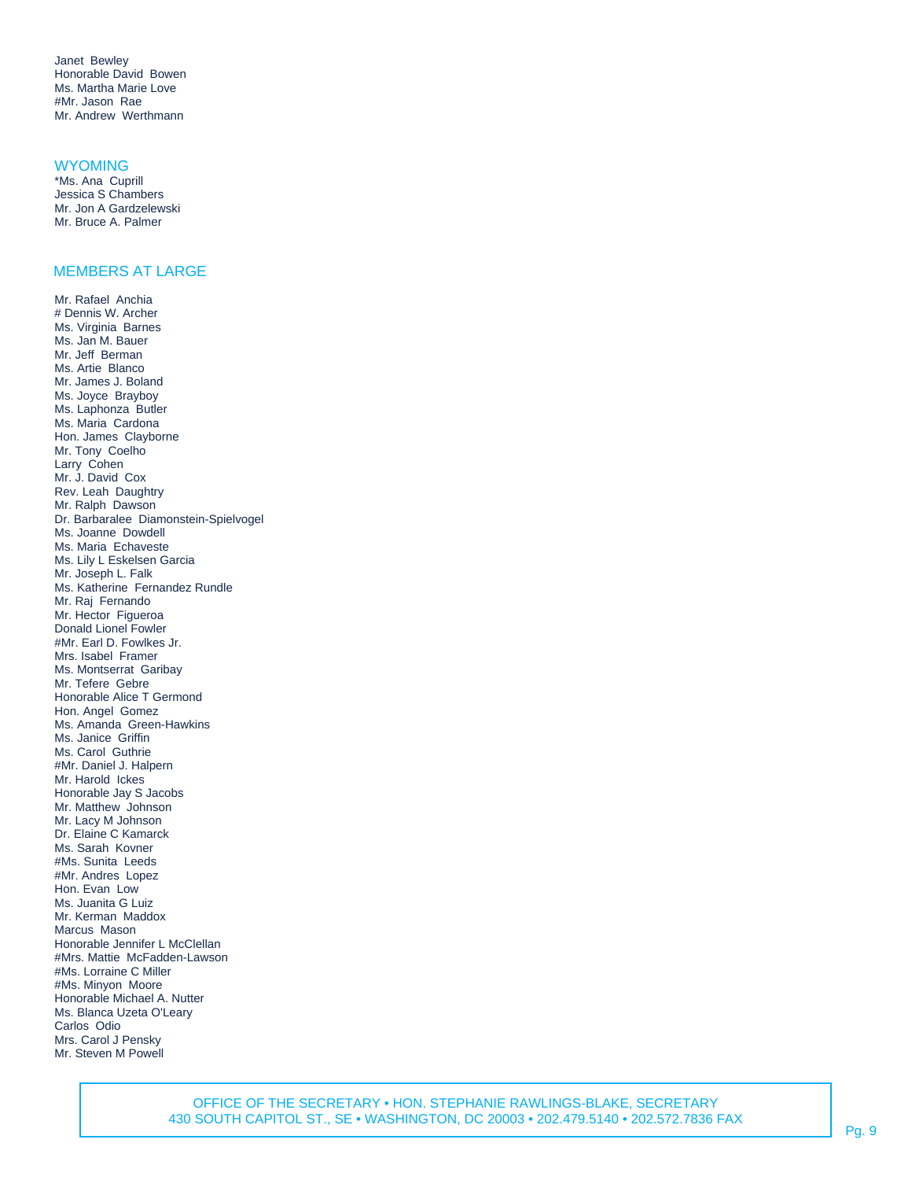Janet Bewley
Honorable David Bowen
Ms. Martha Marie Love
#Mr. Jason Rae
Mr. Andrew Werthmann

## WYOMING

*Ms. Ana Cuprill
Jessica S Chambers
Mr. Jon A Gardzelewski
Mr. Bruce A. Palmer

## MEMBERS AT LARGE

Mr. Rafael Anchia
# Dennis W. Archer
Ms. Virginia Barnes
Ms. Jan M. Bauer
Mr. Jeff Berman
Ms. Artie Blanco
Mr. James J. Boland
Ms. Joyce Brayboy
Ms. Laphonza Butler
Ms. Maria Cardona
Hon. James Clayborne
Mr. Tony Coelho
Larry Cohen
Mr. J. David Cox
Rev. Leah Daughtry
Mr. Ralph Dawson
Dr. Barbaralee Diamonstein-Spielvogel
Ms. Joanne Dowdell
Ms. Maria Echaveste
Ms. Lily L Eskelsen Garcia
Mr. Joseph L. Falk
Ms. Katherine Fernandez Rundle
Mr. Raj Fernando
Mr. Hector Figueroa
Donald Lionel Fowler
#Mr. Earl D. Fowlkes Jr.
Mrs. Isabel Framer
Ms. Montserrat Garibay
Mr. Tefere Gebre
Honorable Alice T Germond
Hon. Angel Gomez
Ms. Amanda Green-Hawkins
Ms. Janice Griffin
Ms. Carol Guthrie
#Mr. Daniel J. Halpern
Mr. Harold Ickes
Honorable Jay S Jacobs
Mr. Matthew Johnson
Mr. Lacy M Johnson
Dr. Elaine C Kamarck
Ms. Sarah Kovner
#Ms. Sunita Leeds
#Mr. Andres Lopez
Hon. Evan Low
Ms. Juanita G Luiz
Mr. Kerman Maddox
Marcus Mason
Honorable Jennifer L McClellan
#Mrs. Mattie McFadden-Lawson
#Ms. Lorraine C Miller
#Ms. Minyon Moore
Honorable Michael A. Nutter
Ms. Blanca Uzeta O'Leary
Carlos Odio
Mrs. Carol J Pensky
Mr. Steven M Powell

OFFICE OF THE SECRETARY • HON. STEPHANIE RAWLINGS-BLAKE, SECRETARY
430 SOUTH CAPITOL ST., SE • WASHINGTON, DC 20003 • 202.479.5140 • 202.572.7836 FAX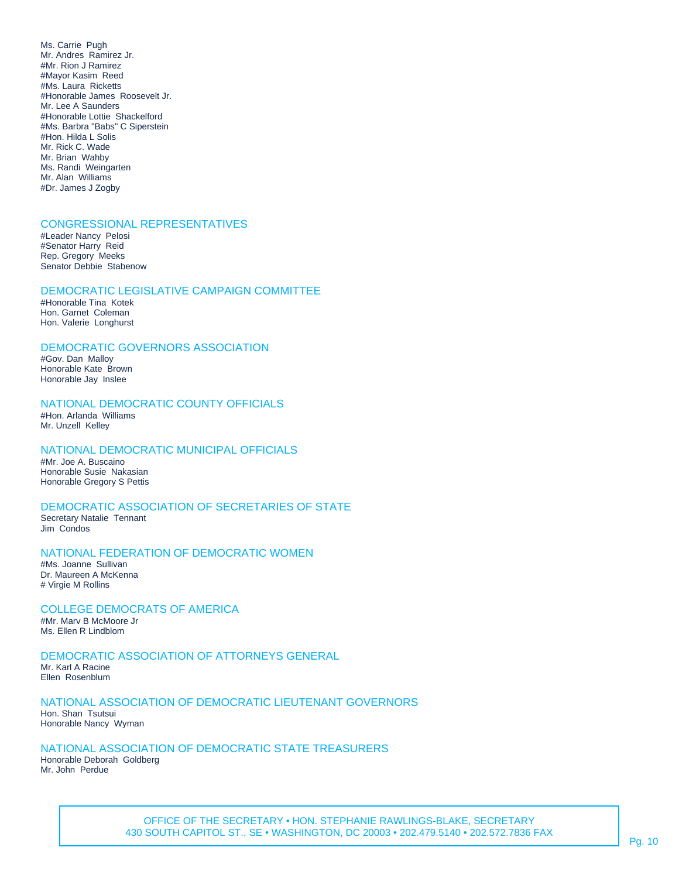Ms. Carrie  Pugh
Mr. Andres  Ramirez Jr.
#Mr. Rion J Ramirez
#Mayor Kasim  Reed
#Ms. Laura  Ricketts
#Honorable James  Roosevelt Jr.
Mr. Lee A Saunders
#Honorable Lottie  Shackelford
#Ms. Barbra "Babs" C Siperstein
#Hon. Hilda L Solis
Mr. Rick C. Wade
Mr. Brian  Wahby
Ms. Randi  Weingarten
Mr. Alan  Williams
#Dr. James J Zogby

## CONGRESSIONAL REPRESENTATIVES

#Leader Nancy  Pelosi
#Senator Harry  Reid
Rep. Gregory  Meeks
Senator Debbie  Stabenow

## DEMOCRATIC LEGISLATIVE CAMPAIGN COMMITTEE

#Honorable Tina  Kotek
Hon. Garnet  Coleman
Hon. Valerie  Longhurst

## DEMOCRATIC GOVERNORS ASSOCIATION

#Gov. Dan  Malloy
Honorable Kate  Brown
Honorable Jay  Inslee

## NATIONAL DEMOCRATIC COUNTY OFFICIALS

#Hon. Arlanda  Williams
Mr. Unzell  Kelley

## NATIONAL DEMOCRATIC MUNICIPAL OFFICIALS

#Mr. Joe A. Buscaino
Honorable Susie  Nakasian
Honorable Gregory S Pettis

## DEMOCRATIC ASSOCIATION OF SECRETARIES OF STATE

Secretary Natalie  Tennant
Jim  Condos

## NATIONAL FEDERATION OF DEMOCRATIC WOMEN

#Ms. Joanne  Sullivan
Dr. Maureen A McKenna
# Virgie M Rollins

## COLLEGE DEMOCRATS OF AMERICA

#Mr. Marv B McMoore Jr
Ms. Ellen R Lindblom

## DEMOCRATIC ASSOCIATION OF ATTORNEYS GENERAL

Mr. Karl A Racine
Ellen  Rosenblum

## NATIONAL ASSOCIATION OF DEMOCRATIC LIEUTENANT GOVERNORS

Hon. Shan  Tsutsui
Honorable Nancy  Wyman

## NATIONAL ASSOCIATION OF DEMOCRATIC STATE TREASURERS

Honorable Deborah  Goldberg
Mr. John  Perdue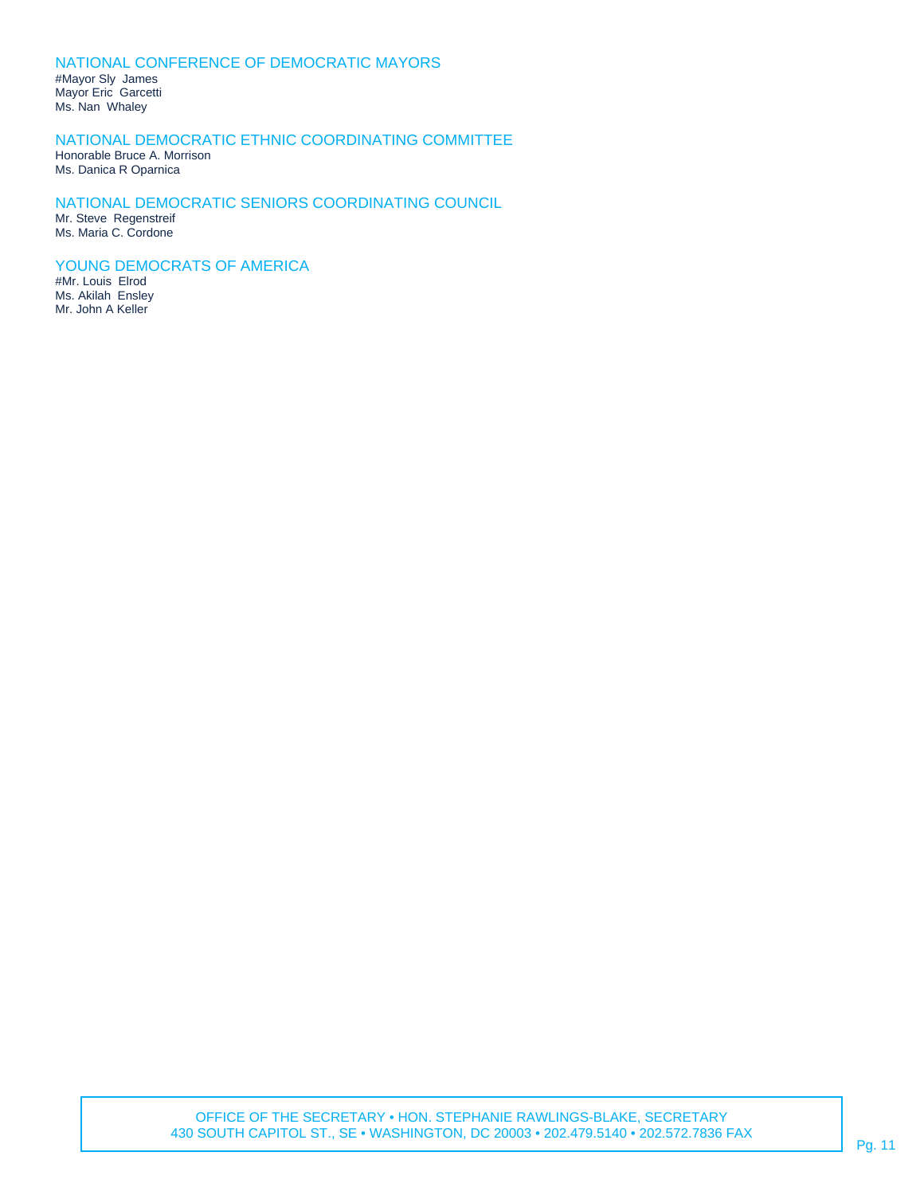## NATIONAL CONFERENCE OF DEMOCRATIC MAYORS

#Mayor Sly James
Mayor Eric Garcetti
Ms. Nan Whaley

## NATIONAL DEMOCRATIC ETHNIC COORDINATING COMMITTEE

Honorable Bruce A. Morrison
Ms. Danica R Oparnica

## NATIONAL DEMOCRATIC SENIORS COORDINATING COUNCIL

Mr. Steve Regenstreif
Ms. Maria C. Cordone

## YOUNG DEMOCRATS OF AMERICA

#Mr. Louis Elrod
Ms. Akilah Ensley
Mr. John A Keller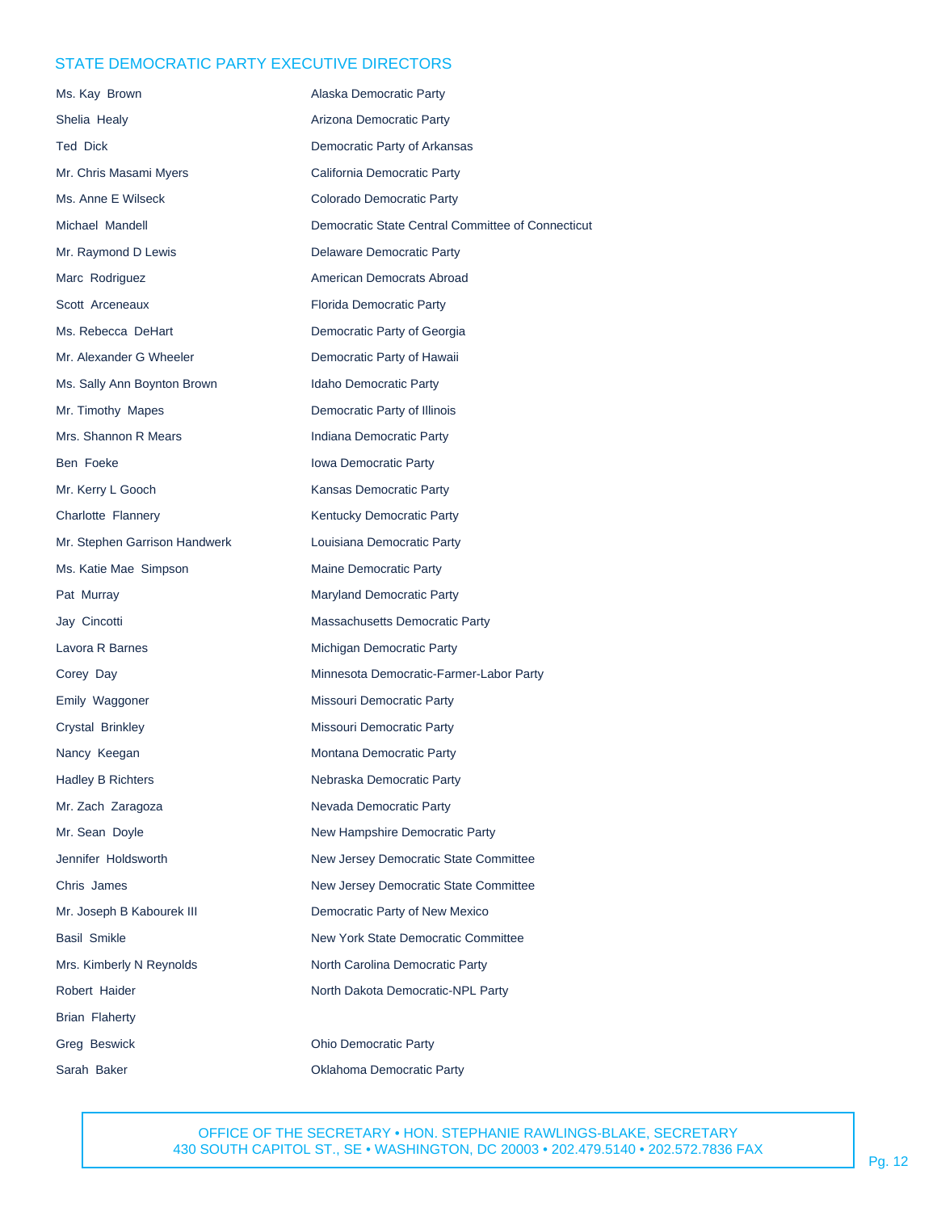## STATE DEMOCRATIC PARTY EXECUTIVE DIRECTORS

| | |
|---|---|
| Ms. Kay Brown | Alaska Democratic Party |
| Shelia Healy | Arizona Democratic Party |
| Ted Dick | Democratic Party of Arkansas |
| Mr. Chris Masami Myers | California Democratic Party |
| Ms. Anne E Wilseck | Colorado Democratic Party |
| Michael Mandell | Democratic State Central Committee of Connecticut |
| Mr. Raymond D Lewis | Delaware Democratic Party |
| Marc Rodriguez | American Democrats Abroad |
| Scott Arceneaux | Florida Democratic Party |
| Ms. Rebecca DeHart | Democratic Party of Georgia |
| Mr. Alexander G Wheeler | Democratic Party of Hawaii |
| Ms. Sally Ann Boynton Brown | Idaho Democratic Party |
| Mr. Timothy Mapes | Democratic Party of Illinois |
| Mrs. Shannon R Mears | Indiana Democratic Party |
| Ben Foeke | Iowa Democratic Party |
| Mr. Kerry L Gooch | Kansas Democratic Party |
| Charlotte Flannery | Kentucky Democratic Party |
| Mr. Stephen Garrison Handwerk | Louisiana Democratic Party |
| Ms. Katie Mae Simpson | Maine Democratic Party |
| Pat Murray | Maryland Democratic Party |
| Jay Cincotti | Massachusetts Democratic Party |
| Lavora R Barnes | Michigan Democratic Party |
| Corey Day | Minnesota Democratic-Farmer-Labor Party |
| Emily Waggoner | Missouri Democratic Party |
| Crystal Brinkley | Missouri Democratic Party |
| Nancy Keegan | Montana Democratic Party |
| Hadley B Richters | Nebraska Democratic Party |
| Mr. Zach Zaragoza | Nevada Democratic Party |
| Mr. Sean Doyle | New Hampshire Democratic Party |
| Jennifer Holdsworth | New Jersey Democratic State Committee |
| Chris James | New Jersey Democratic State Committee |
| Mr. Joseph B Kabourek III | Democratic Party of New Mexico |
| Basil Smikle | New York State Democratic Committee |
| Mrs. Kimberly N Reynolds | North Carolina Democratic Party |
| Robert Haider | North Dakota Democratic-NPL Party |
| Brian Flaherty | |
| Greg Beswick | Ohio Democratic Party |
| Sarah Baker | Oklahoma Democratic Party |

OFFICE OF THE SECRETARY • HON. STEPHANIE RAWLINGS-BLAKE, SECRETARY
430 SOUTH CAPITOL ST., SE • WASHINGTON, DC 20003 • 202.479.5140 • 202.572.7836 FAX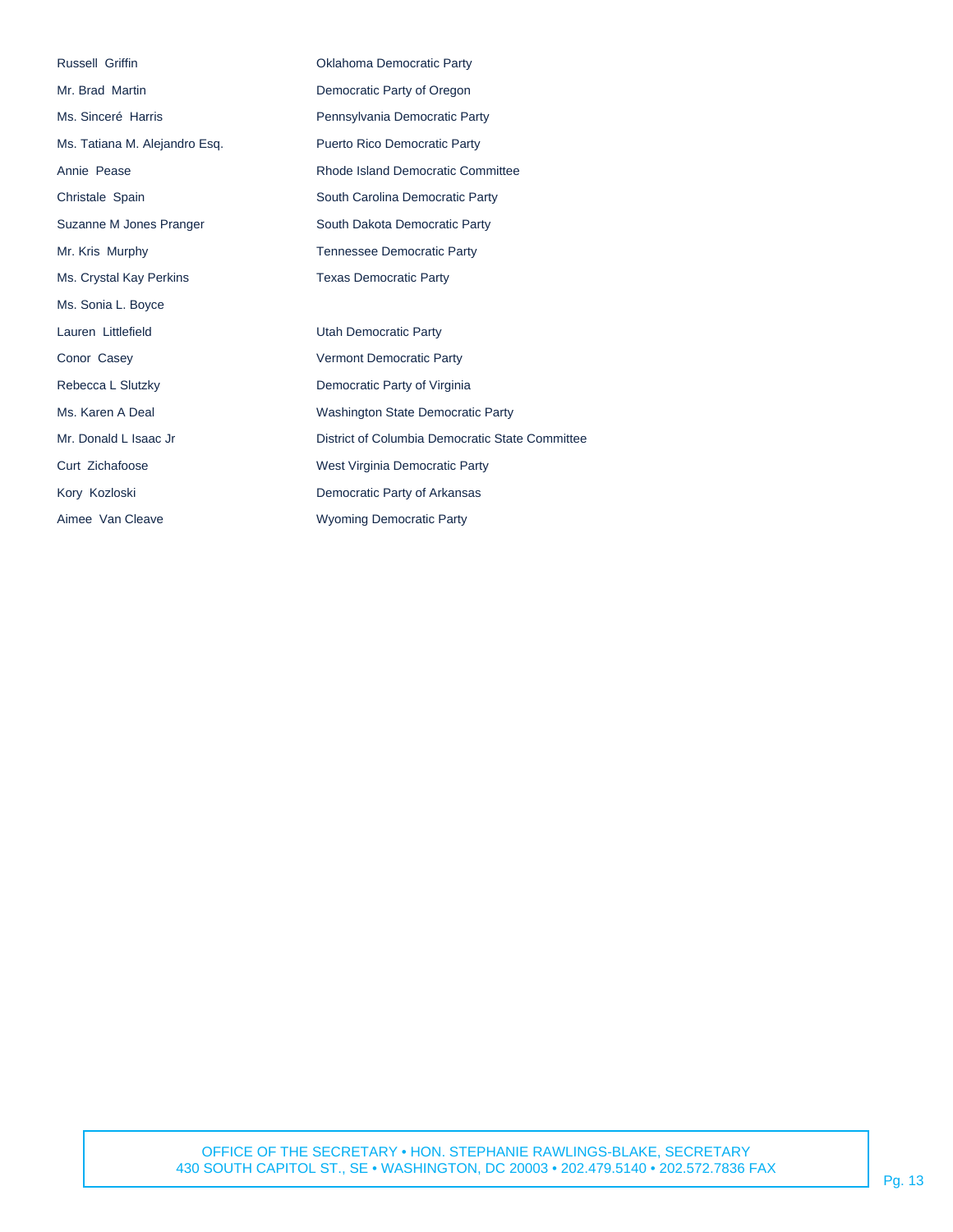| | |
|---|---|
| Russell Griffin | Oklahoma Democratic Party |
| Mr. Brad Martin | Democratic Party of Oregon |
| Ms. Sinceré Harris | Pennsylvania Democratic Party |
| Ms. Tatiana M. Alejandro Esq. | Puerto Rico Democratic Party |
| Annie Pease | Rhode Island Democratic Committee |
| Christale Spain | South Carolina Democratic Party |
| Suzanne M Jones Pranger | South Dakota Democratic Party |
| Mr. Kris Murphy | Tennessee Democratic Party |
| Ms. Crystal Kay Perkins | Texas Democratic Party |
| Ms. Sonia L. Boyce | |
| Lauren Littlefield | Utah Democratic Party |
| Conor Casey | Vermont Democratic Party |
| Rebecca L Slutzky | Democratic Party of Virginia |
| Ms. Karen A Deal | Washington State Democratic Party |
| Mr. Donald L Isaac Jr | District of Columbia Democratic State Committee |
| Curt Zichafoose | West Virginia Democratic Party |
| Kory Kozloski | Democratic Party of Arkansas |
| Aimee Van Cleave | Wyoming Democratic Party |

OFFICE OF THE SECRETARY • HON. STEPHANIE RAWLINGS-BLAKE, SECRETARY
430 SOUTH CAPITOL ST., SE • WASHINGTON, DC 20003 • 202.479.5140 • 202.572.7836 FAX